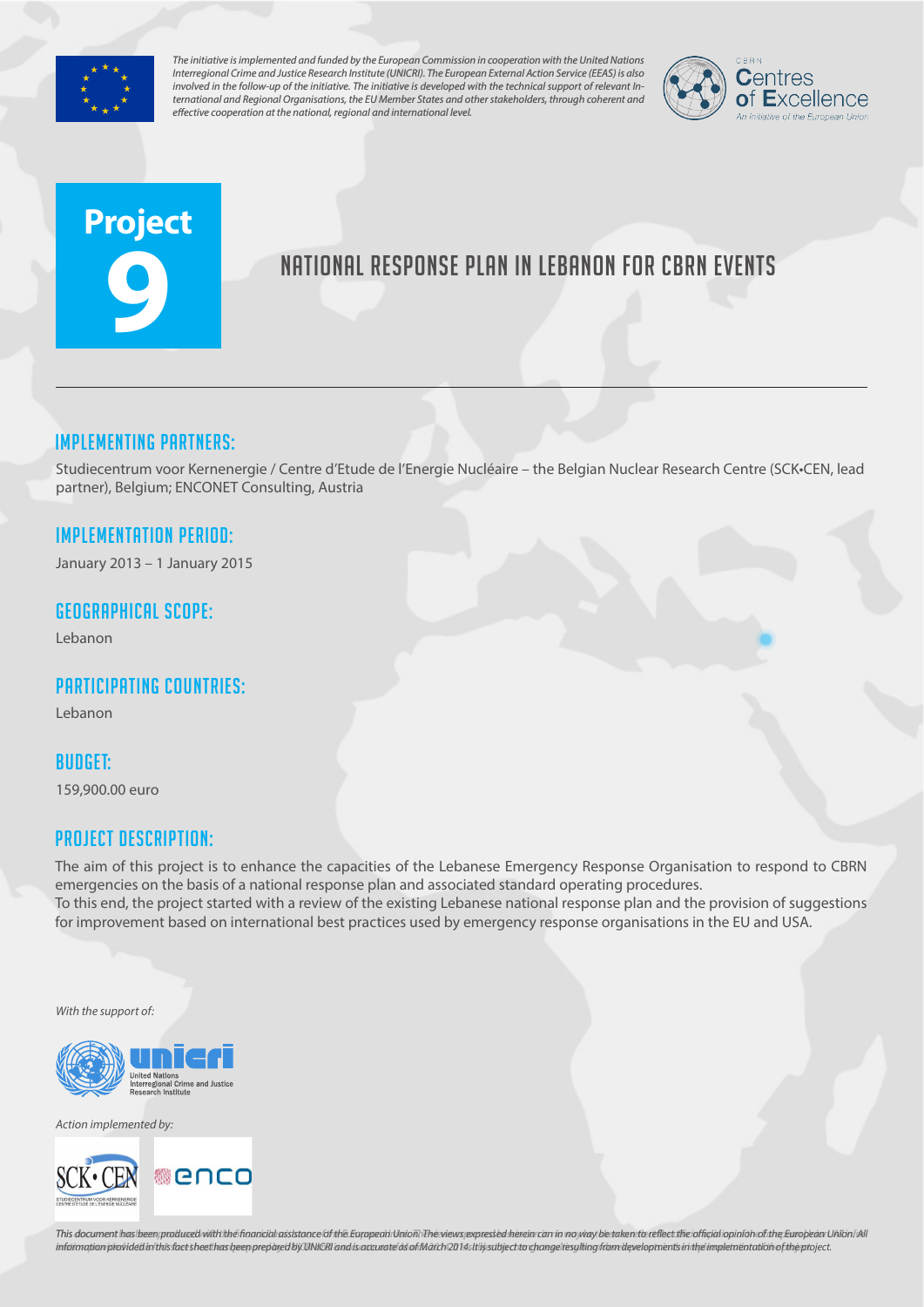*The initiative is implemented and funded by the European Commission in cooperation with the United Nations Interregional Crime and Justice Research Institute (UNICRI). The European External Action Service (EEAS) is also involved in the follow-up of the initiative. The initiative is developed with the technical support of relevant International and Regional Organisations, the EU Member States and other stakeholders, through coherent and effective cooperation at the national, regional and international level.*

CBRN Centres of Excellence
An initiative of the European Union

# Project 9

# National Response Plan in Lebanon for CBRN Events

## Implementing Partners:

Studiecentrum voor Kernenergie / Centre d'Etude de l'Energie Nucléaire – the Belgian Nuclear Research Centre (SCK•CEN, lead partner), Belgium; ENCONET Consulting, Austria

## Implementation Period:

January 2013 – 1 January 2015

## Geographical Scope:

Lebanon

## Participating Countries:

Lebanon

## Budget:

159,900.00 euro

## Project Description:

The aim of this project is to enhance the capacities of the Lebanese Emergency Response Organisation to respond to CBRN emergencies on the basis of a national response plan and associated standard operating procedures.
To this end, the project started with a review of the existing Lebanese national response plan and the provision of suggestions for improvement based on international best practices used by emergency response organisations in the EU and USA.

*With the support of:*

unicri – United Nations Interregional Crime and Justice Research Institute

*Action implemented by:*

SCK•CEN – Studiecentrum voor Kernenergie / Centre d'Etude de l'Energie Nucléaire

enco

*This document has been produced with the financial assistance of the European Union. The views expressed herein can in no way be taken to reflect the official opinion of the European Union. All information provided in this fact sheet has been prepared by UNICRI and is accurate as of March 2014. It is subject to change resulting from developments in the implementation of the project.*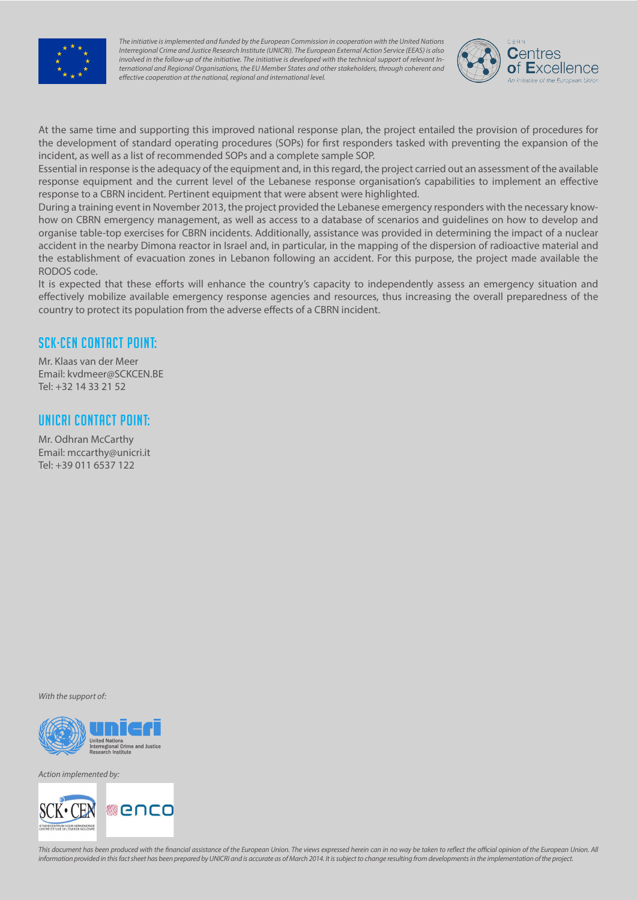*The initiative is implemented and funded by the European Commission in cooperation with the United Nations Interregional Crime and Justice Research Institute (UNICRI). The European External Action Service (EEAS) is also involved in the follow-up of the initiative. The initiative is developed with the technical support of relevant International and Regional Organisations, the EU Member States and other stakeholders, through coherent and effective cooperation at the national, regional and international level.*

At the same time and supporting this improved national response plan, the project entailed the provision of procedures for the development of standard operating procedures (SOPs) for first responders tasked with preventing the expansion of the incident, as well as a list of recommended SOPs and a complete sample SOP.

Essential in response is the adequacy of the equipment and, in this regard, the project carried out an assessment of the available response equipment and the current level of the Lebanese response organisation's capabilities to implement an effective response to a CBRN incident. Pertinent equipment that were absent were highlighted.

During a training event in November 2013, the project provided the Lebanese emergency responders with the necessary know-how on CBRN emergency management, as well as access to a database of scenarios and guidelines on how to develop and organise table-top exercises for CBRN incidents. Additionally, assistance was provided in determining the impact of a nuclear accident in the nearby Dimona reactor in Israel and, in particular, in the mapping of the dispersion of radioactive material and the establishment of evacuation zones in Lebanon following an accident. For this purpose, the project made available the RODOS code.

It is expected that these efforts will enhance the country's capacity to independently assess an emergency situation and effectively mobilize available emergency response agencies and resources, thus increasing the overall preparedness of the country to protect its population from the adverse effects of a CBRN incident.

## SCK•CEN CONTACT POINT:

Mr. Klaas van der Meer
Email: kvdmeer@SCKCEN.BE
Tel: +32 14 33 21 52

## UNICRI CONTACT POINT:

Mr. Odhran McCarthy
Email: mccarthy@unicri.it
Tel: +39 011 6537 122

*With the support of:*

*Action implemented by:*

*This document has been produced with the financial assistance of the European Union. The views expressed herein can in no way be taken to reflect the official opinion of the European Union. All information provided in this fact sheet has been prepared by UNICRI and is accurate as of March 2014. It is subject to change resulting from developments in the implementation of the project.*